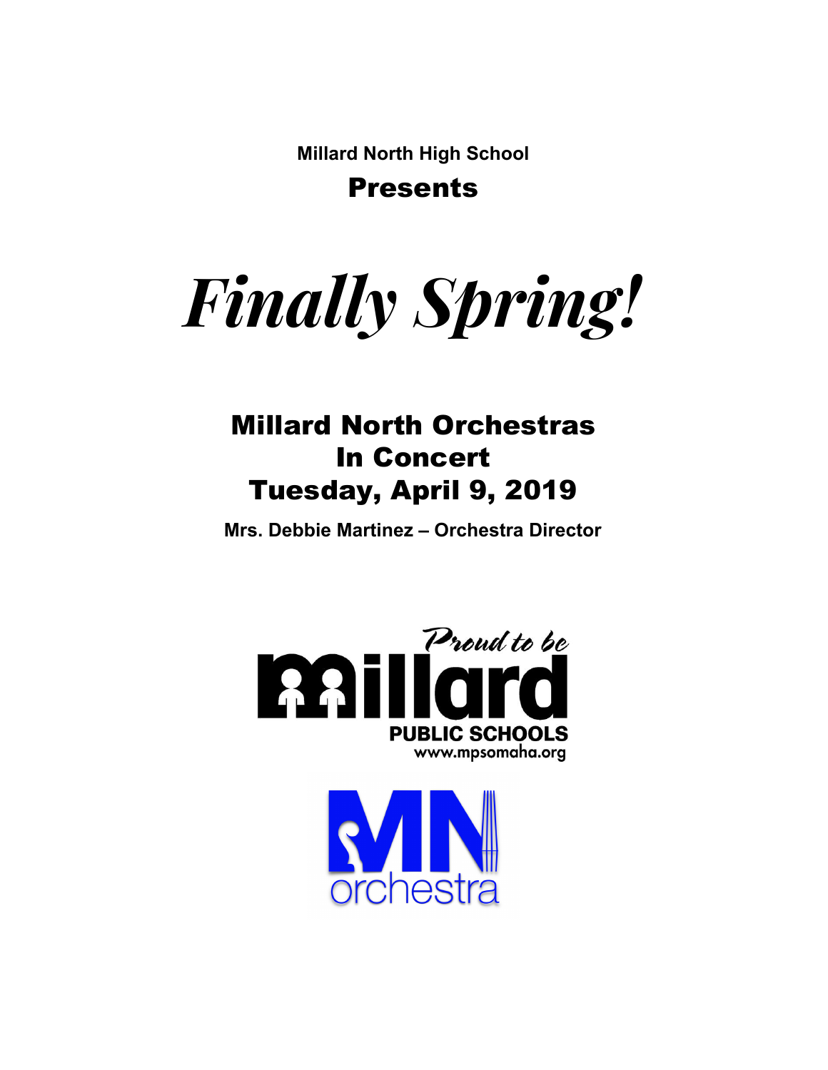**Millard North High School**

## Presents

# *Finally Spring!*

## Millard North Orchestras
## In Concert
## Tuesday, April 9, 2019

**Mrs. Debbie Martinez – Orchestra Director**

Proud to be Millard PUBLIC SCHOOLS www.mpsomaha.org

MN orchestra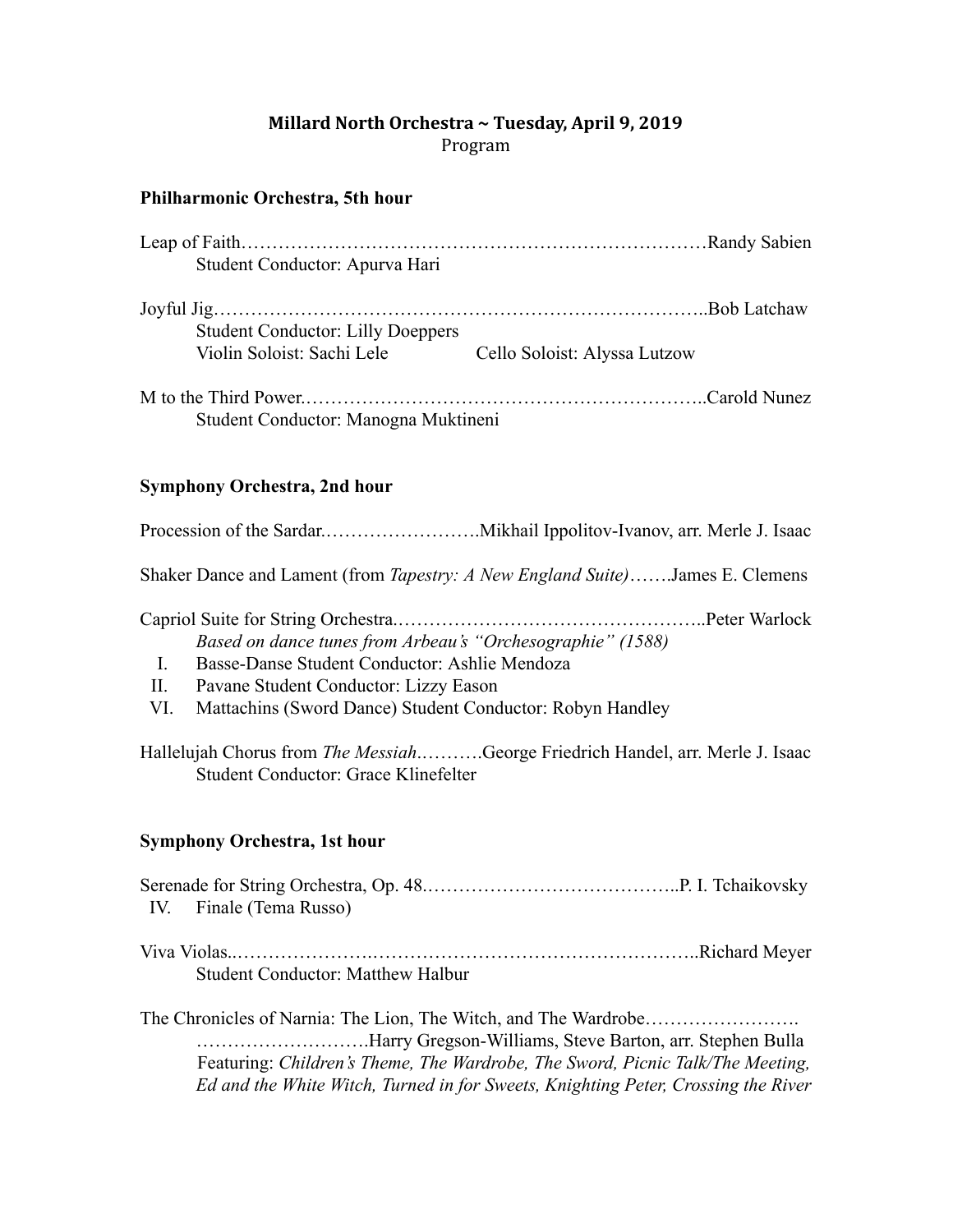# Millard North Orchestra ~ Tuesday, April 9, 2019

Program

## Philharmonic Orchestra, 5th hour

Leap of Faith……………………………………………………………………Randy Sabien
Student Conductor: Apurva Hari

Joyful Jig……………………………………………………………………..Bob Latchaw
Student Conductor: Lilly Doeppers
Violin Soloist: Sachi Lele Cello Soloist: Alyssa Lutzow

M to the Third Power……………………………………………………..Carold Nunez
Student Conductor: Manogna Muktineni

## Symphony Orchestra, 2nd hour

Procession of the Sardar…………………….Mikhail Ippolitov-Ivanov, arr. Merle J. Isaac

Shaker Dance and Lament (from *Tapestry: A New England Suite*)…….James E. Clemens

Capriol Suite for String Orchestra…………………………………………..Peter Warlock
*Based on dance tunes from Arbeau's "Orchesographie" (1588)*

- I. Basse-Danse Student Conductor: Ashlie Mendoza
- II. Pavane Student Conductor: Lizzy Eason
- VI. Mattachins (Sword Dance) Student Conductor: Robyn Handley

Hallelujah Chorus from *The Messiah*……….George Friedrich Handel, arr. Merle J. Isaac
Student Conductor: Grace Klinefelter

## Symphony Orchestra, 1st hour

Serenade for String Orchestra, Op. 48…………………………………..P. I. Tchaikovsky
IV. Finale (Tema Russo)

Viva Violas……………………………………………………………..Richard Meyer
Student Conductor: Matthew Halbur

The Chronicles of Narnia: The Lion, The Witch, and The Wardrobe…………………….
……………………….Harry Gregson-Williams, Steve Barton, arr. Stephen Bulla
Featuring: *Children's Theme, The Wardrobe, The Sword, Picnic Talk/The Meeting, Ed and the White Witch, Turned in for Sweets, Knighting Peter, Crossing the River*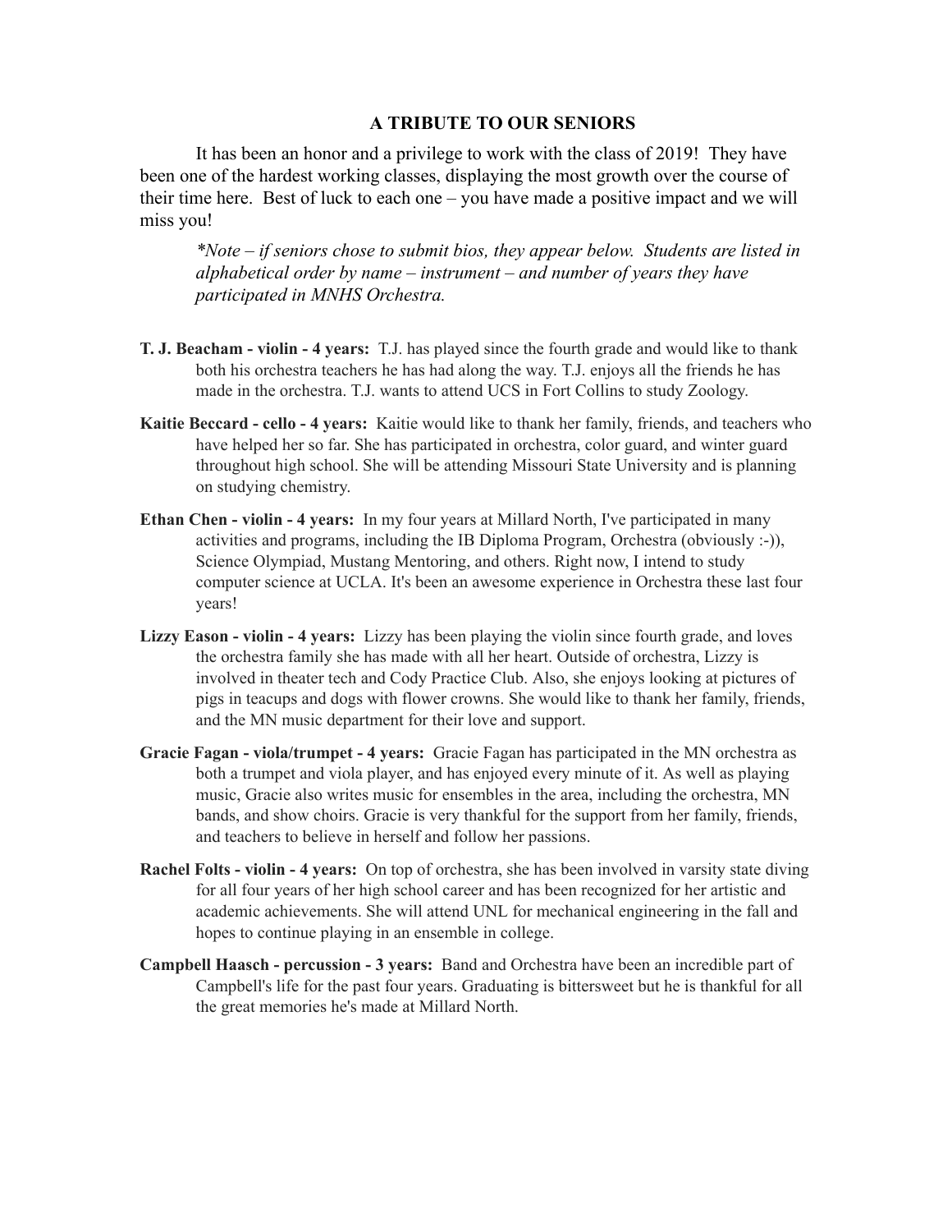## A TRIBUTE TO OUR SENIORS

It has been an honor and a privilege to work with the class of 2019! They have been one of the hardest working classes, displaying the most growth over the course of their time here. Best of luck to each one – you have made a positive impact and we will miss you!

*\*Note – if seniors chose to submit bios, they appear below. Students are listed in alphabetical order by name – instrument – and number of years they have participated in MNHS Orchestra.*

**T. J. Beacham - violin - 4 years:** T.J. has played since the fourth grade and would like to thank both his orchestra teachers he has had along the way. T.J. enjoys all the friends he has made in the orchestra. T.J. wants to attend UCS in Fort Collins to study Zoology.

**Kaitie Beccard - cello - 4 years:** Kaitie would like to thank her family, friends, and teachers who have helped her so far. She has participated in orchestra, color guard, and winter guard throughout high school. She will be attending Missouri State University and is planning on studying chemistry.

**Ethan Chen - violin - 4 years:** In my four years at Millard North, I've participated in many activities and programs, including the IB Diploma Program, Orchestra (obviously :-)), Science Olympiad, Mustang Mentoring, and others. Right now, I intend to study computer science at UCLA. It's been an awesome experience in Orchestra these last four years!

**Lizzy Eason - violin - 4 years:** Lizzy has been playing the violin since fourth grade, and loves the orchestra family she has made with all her heart. Outside of orchestra, Lizzy is involved in theater tech and Cody Practice Club. Also, she enjoys looking at pictures of pigs in teacups and dogs with flower crowns. She would like to thank her family, friends, and the MN music department for their love and support.

**Gracie Fagan - viola/trumpet - 4 years:** Gracie Fagan has participated in the MN orchestra as both a trumpet and viola player, and has enjoyed every minute of it. As well as playing music, Gracie also writes music for ensembles in the area, including the orchestra, MN bands, and show choirs. Gracie is very thankful for the support from her family, friends, and teachers to believe in herself and follow her passions.

**Rachel Folts - violin - 4 years:** On top of orchestra, she has been involved in varsity state diving for all four years of her high school career and has been recognized for her artistic and academic achievements. She will attend UNL for mechanical engineering in the fall and hopes to continue playing in an ensemble in college.

**Campbell Haasch - percussion - 3 years:** Band and Orchestra have been an incredible part of Campbell's life for the past four years. Graduating is bittersweet but he is thankful for all the great memories he's made at Millard North.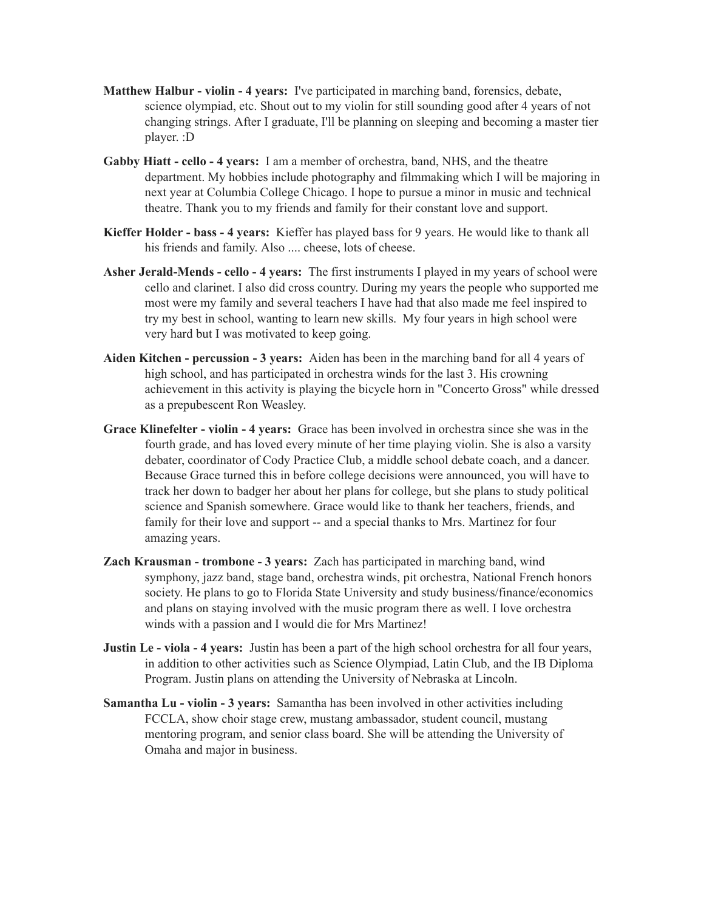**Matthew Halbur - violin - 4 years:** I've participated in marching band, forensics, debate, science olympiad, etc. Shout out to my violin for still sounding good after 4 years of not changing strings. After I graduate, I'll be planning on sleeping and becoming a master tier player. :D

**Gabby Hiatt - cello - 4 years:** I am a member of orchestra, band, NHS, and the theatre department. My hobbies include photography and filmmaking which I will be majoring in next year at Columbia College Chicago. I hope to pursue a minor in music and technical theatre. Thank you to my friends and family for their constant love and support.

**Kieffer Holder - bass - 4 years:** Kieffer has played bass for 9 years. He would like to thank all his friends and family. Also .... cheese, lots of cheese.

**Asher Jerald-Mends - cello - 4 years:** The first instruments I played in my years of school were cello and clarinet. I also did cross country. During my years the people who supported me most were my family and several teachers I have had that also made me feel inspired to try my best in school, wanting to learn new skills. My four years in high school were very hard but I was motivated to keep going.

**Aiden Kitchen - percussion - 3 years:** Aiden has been in the marching band for all 4 years of high school, and has participated in orchestra winds for the last 3. His crowning achievement in this activity is playing the bicycle horn in "Concerto Gross" while dressed as a prepubescent Ron Weasley.

**Grace Klinefelter - violin - 4 years:** Grace has been involved in orchestra since she was in the fourth grade, and has loved every minute of her time playing violin. She is also a varsity debater, coordinator of Cody Practice Club, a middle school debate coach, and a dancer. Because Grace turned this in before college decisions were announced, you will have to track her down to badger her about her plans for college, but she plans to study political science and Spanish somewhere. Grace would like to thank her teachers, friends, and family for their love and support -- and a special thanks to Mrs. Martinez for four amazing years.

**Zach Krausman - trombone - 3 years:** Zach has participated in marching band, wind symphony, jazz band, stage band, orchestra winds, pit orchestra, National French honors society. He plans to go to Florida State University and study business/finance/economics and plans on staying involved with the music program there as well. I love orchestra winds with a passion and I would die for Mrs Martinez!

**Justin Le - viola - 4 years:** Justin has been a part of the high school orchestra for all four years, in addition to other activities such as Science Olympiad, Latin Club, and the IB Diploma Program. Justin plans on attending the University of Nebraska at Lincoln.

**Samantha Lu - violin - 3 years:** Samantha has been involved in other activities including FCCLA, show choir stage crew, mustang ambassador, student council, mustang mentoring program, and senior class board. She will be attending the University of Omaha and major in business.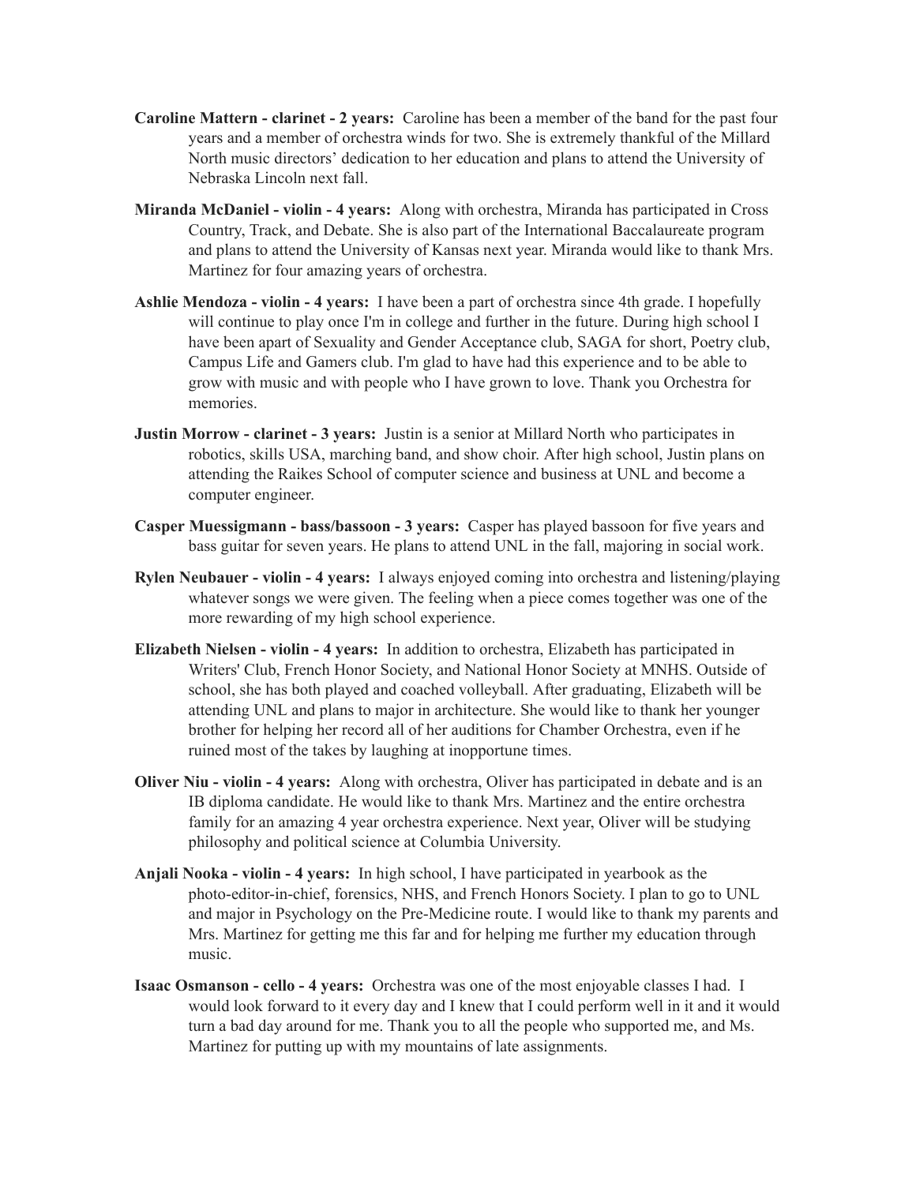**Caroline Mattern - clarinet - 2 years:** Caroline has been a member of the band for the past four years and a member of orchestra winds for two. She is extremely thankful of the Millard North music directors' dedication to her education and plans to attend the University of Nebraska Lincoln next fall.

**Miranda McDaniel - violin - 4 years:** Along with orchestra, Miranda has participated in Cross Country, Track, and Debate. She is also part of the International Baccalaureate program and plans to attend the University of Kansas next year. Miranda would like to thank Mrs. Martinez for four amazing years of orchestra.

**Ashlie Mendoza - violin - 4 years:** I have been a part of orchestra since 4th grade. I hopefully will continue to play once I'm in college and further in the future. During high school I have been apart of Sexuality and Gender Acceptance club, SAGA for short, Poetry club, Campus Life and Gamers club. I'm glad to have had this experience and to be able to grow with music and with people who I have grown to love. Thank you Orchestra for memories.

**Justin Morrow - clarinet - 3 years:** Justin is a senior at Millard North who participates in robotics, skills USA, marching band, and show choir. After high school, Justin plans on attending the Raikes School of computer science and business at UNL and become a computer engineer.

**Casper Muessigmann - bass/bassoon - 3 years:** Casper has played bassoon for five years and bass guitar for seven years. He plans to attend UNL in the fall, majoring in social work.

**Rylen Neubauer - violin - 4 years:** I always enjoyed coming into orchestra and listening/playing whatever songs we were given. The feeling when a piece comes together was one of the more rewarding of my high school experience.

**Elizabeth Nielsen - violin - 4 years:** In addition to orchestra, Elizabeth has participated in Writers' Club, French Honor Society, and National Honor Society at MNHS. Outside of school, she has both played and coached volleyball. After graduating, Elizabeth will be attending UNL and plans to major in architecture. She would like to thank her younger brother for helping her record all of her auditions for Chamber Orchestra, even if he ruined most of the takes by laughing at inopportune times.

**Oliver Niu - violin - 4 years:** Along with orchestra, Oliver has participated in debate and is an IB diploma candidate. He would like to thank Mrs. Martinez and the entire orchestra family for an amazing 4 year orchestra experience. Next year, Oliver will be studying philosophy and political science at Columbia University.

**Anjali Nooka - violin - 4 years:** In high school, I have participated in yearbook as the photo-editor-in-chief, forensics, NHS, and French Honors Society. I plan to go to UNL and major in Psychology on the Pre-Medicine route. I would like to thank my parents and Mrs. Martinez for getting me this far and for helping me further my education through music.

**Isaac Osmanson - cello - 4 years:** Orchestra was one of the most enjoyable classes I had. I would look forward to it every day and I knew that I could perform well in it and it would turn a bad day around for me. Thank you to all the people who supported me, and Ms. Martinez for putting up with my mountains of late assignments.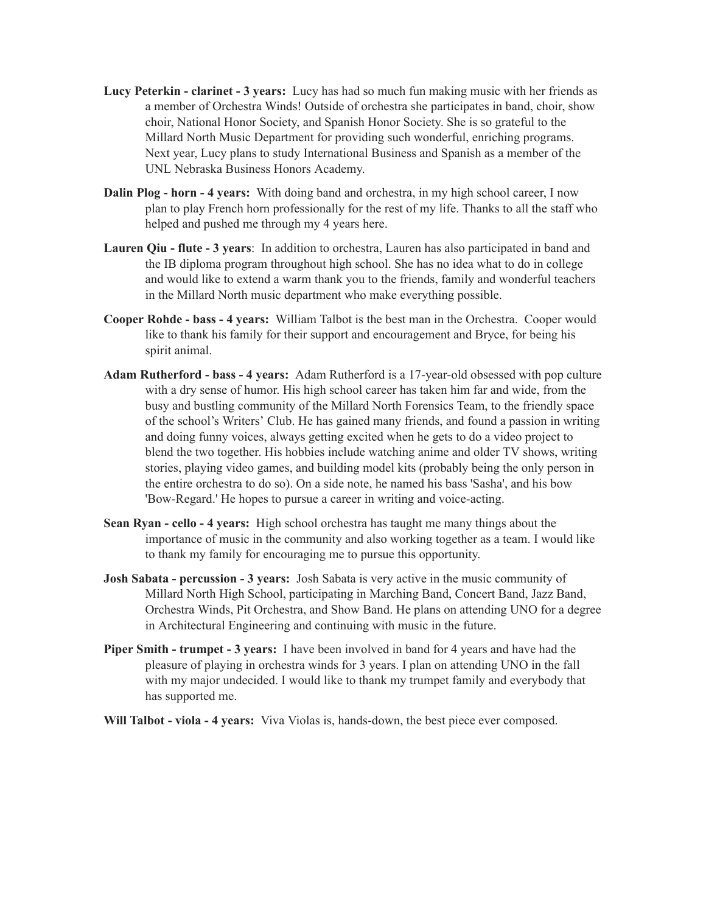**Lucy Peterkin - clarinet - 3 years:** Lucy has had so much fun making music with her friends as a member of Orchestra Winds! Outside of orchestra she participates in band, choir, show choir, National Honor Society, and Spanish Honor Society. She is so grateful to the Millard North Music Department for providing such wonderful, enriching programs. Next year, Lucy plans to study International Business and Spanish as a member of the UNL Nebraska Business Honors Academy.

**Dalin Plog - horn - 4 years:** With doing band and orchestra, in my high school career, I now plan to play French horn professionally for the rest of my life. Thanks to all the staff who helped and pushed me through my 4 years here.

**Lauren Qiu - flute - 3 years**: In addition to orchestra, Lauren has also participated in band and the IB diploma program throughout high school. She has no idea what to do in college and would like to extend a warm thank you to the friends, family and wonderful teachers in the Millard North music department who make everything possible.

**Cooper Rohde - bass - 4 years:** William Talbot is the best man in the Orchestra. Cooper would like to thank his family for their support and encouragement and Bryce, for being his spirit animal.

**Adam Rutherford - bass - 4 years:** Adam Rutherford is a 17-year-old obsessed with pop culture with a dry sense of humor. His high school career has taken him far and wide, from the busy and bustling community of the Millard North Forensics Team, to the friendly space of the school's Writers' Club. He has gained many friends, and found a passion in writing and doing funny voices, always getting excited when he gets to do a video project to blend the two together. His hobbies include watching anime and older TV shows, writing stories, playing video games, and building model kits (probably being the only person in the entire orchestra to do so). On a side note, he named his bass 'Sasha', and his bow 'Bow-Regard.' He hopes to pursue a career in writing and voice-acting.

**Sean Ryan - cello - 4 years:** High school orchestra has taught me many things about the importance of music in the community and also working together as a team. I would like to thank my family for encouraging me to pursue this opportunity.

**Josh Sabata - percussion - 3 years:** Josh Sabata is very active in the music community of Millard North High School, participating in Marching Band, Concert Band, Jazz Band, Orchestra Winds, Pit Orchestra, and Show Band. He plans on attending UNO for a degree in Architectural Engineering and continuing with music in the future.

**Piper Smith - trumpet - 3 years:** I have been involved in band for 4 years and have had the pleasure of playing in orchestra winds for 3 years. I plan on attending UNO in the fall with my major undecided. I would like to thank my trumpet family and everybody that has supported me.

**Will Talbot - viola - 4 years:** Viva Violas is, hands-down, the best piece ever composed.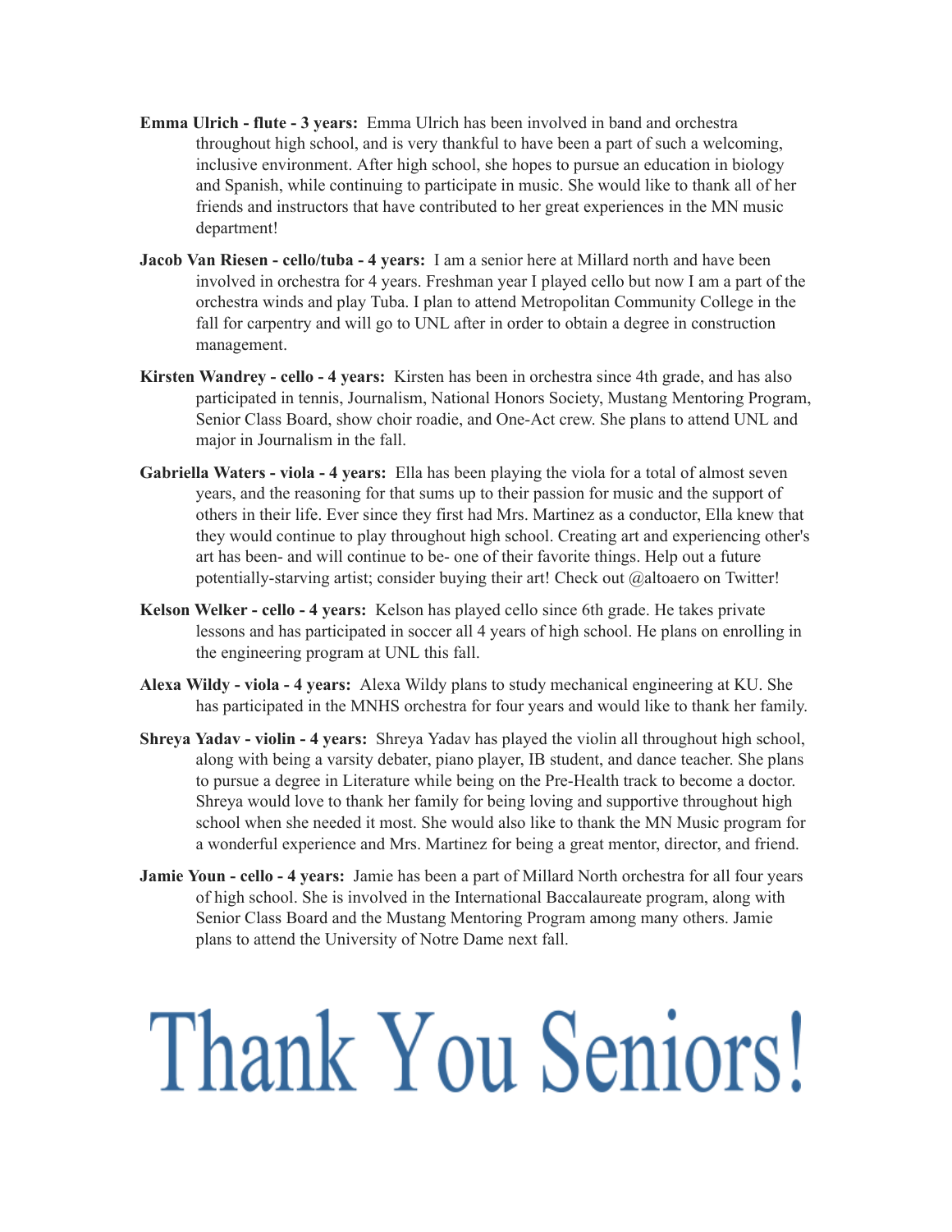**Emma Ulrich - flute - 3 years:** Emma Ulrich has been involved in band and orchestra throughout high school, and is very thankful to have been a part of such a welcoming, inclusive environment. After high school, she hopes to pursue an education in biology and Spanish, while continuing to participate in music. She would like to thank all of her friends and instructors that have contributed to her great experiences in the MN music department!

**Jacob Van Riesen - cello/tuba - 4 years:** I am a senior here at Millard north and have been involved in orchestra for 4 years. Freshman year I played cello but now I am a part of the orchestra winds and play Tuba. I plan to attend Metropolitan Community College in the fall for carpentry and will go to UNL after in order to obtain a degree in construction management.

**Kirsten Wandrey - cello - 4 years:** Kirsten has been in orchestra since 4th grade, and has also participated in tennis, Journalism, National Honors Society, Mustang Mentoring Program, Senior Class Board, show choir roadie, and One-Act crew. She plans to attend UNL and major in Journalism in the fall.

**Gabriella Waters - viola - 4 years:** Ella has been playing the viola for a total of almost seven years, and the reasoning for that sums up to their passion for music and the support of others in their life. Ever since they first had Mrs. Martinez as a conductor, Ella knew that they would continue to play throughout high school. Creating art and experiencing other's art has been- and will continue to be- one of their favorite things. Help out a future potentially-starving artist; consider buying their art! Check out @altoaero on Twitter!

**Kelson Welker - cello - 4 years:** Kelson has played cello since 6th grade. He takes private lessons and has participated in soccer all 4 years of high school. He plans on enrolling in the engineering program at UNL this fall.

**Alexa Wildy - viola - 4 years:** Alexa Wildy plans to study mechanical engineering at KU. She has participated in the MNHS orchestra for four years and would like to thank her family.

**Shreya Yadav - violin - 4 years:** Shreya Yadav has played the violin all throughout high school, along with being a varsity debater, piano player, IB student, and dance teacher. She plans to pursue a degree in Literature while being on the Pre-Health track to become a doctor. Shreya would love to thank her family for being loving and supportive throughout high school when she needed it most. She would also like to thank the MN Music program for a wonderful experience and Mrs. Martinez for being a great mentor, director, and friend.

**Jamie Youn - cello - 4 years:** Jamie has been a part of Millard North orchestra for all four years of high school. She is involved in the International Baccalaureate program, along with Senior Class Board and the Mustang Mentoring Program among many others. Jamie plans to attend the University of Notre Dame next fall.

# Thank You Seniors!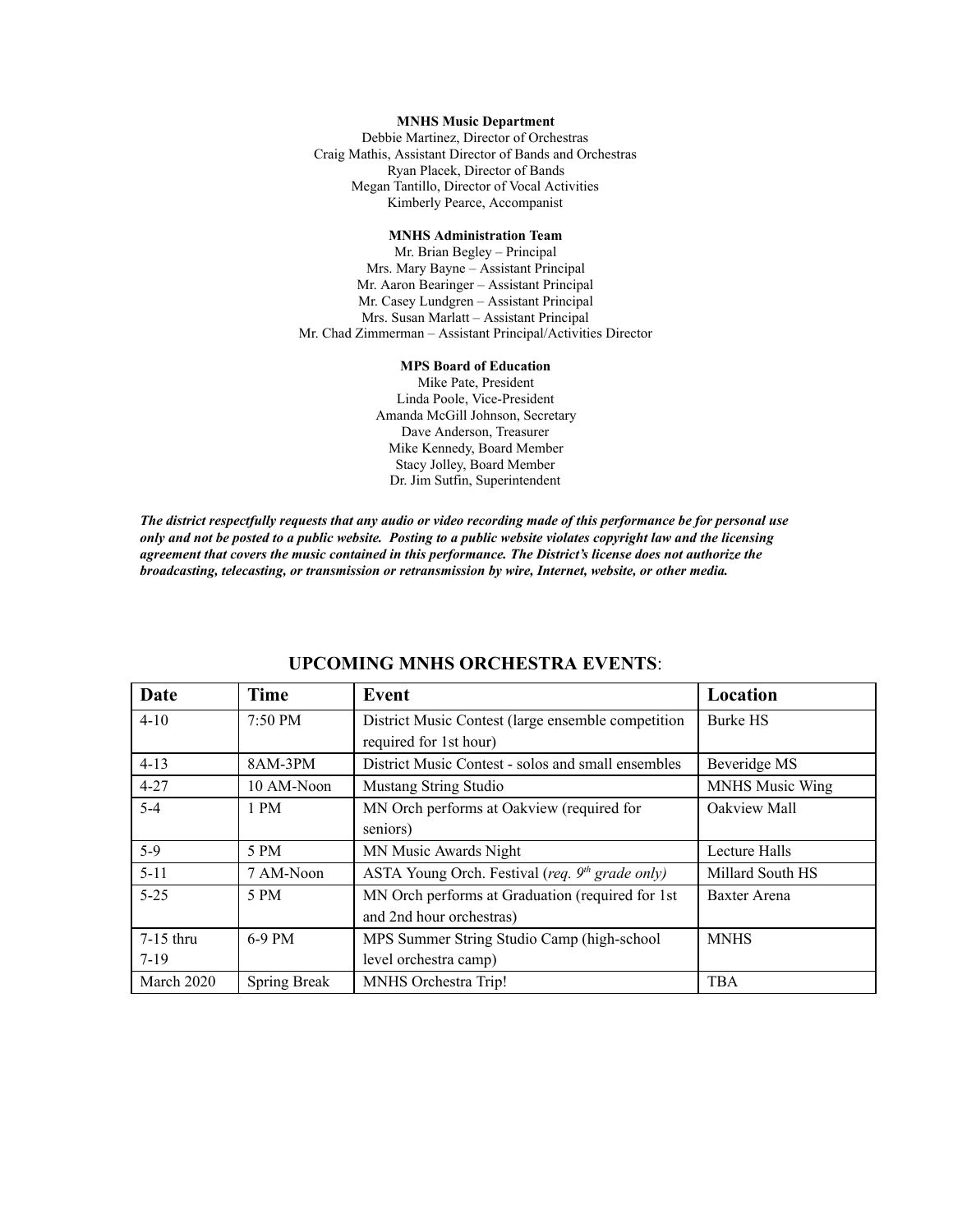**MNHS Music Department**

Debbie Martinez, Director of Orchestras
Craig Mathis, Assistant Director of Bands and Orchestras
Ryan Placek, Director of Bands
Megan Tantillo, Director of Vocal Activities
Kimberly Pearce, Accompanist

**MNHS Administration Team**

Mr. Brian Begley – Principal
Mrs. Mary Bayne – Assistant Principal
Mr. Aaron Bearinger – Assistant Principal
Mr. Casey Lundgren – Assistant Principal
Mrs. Susan Marlatt – Assistant Principal
Mr. Chad Zimmerman – Assistant Principal/Activities Director

**MPS Board of Education**

Mike Pate, President
Linda Poole, Vice-President
Amanda McGill Johnson, Secretary
Dave Anderson, Treasurer
Mike Kennedy, Board Member
Stacy Jolley, Board Member
Dr. Jim Sutfin, Superintendent

***The district respectfully requests that any audio or video recording made of this performance be for personal use only and not be posted to a public website. Posting to a public website violates copyright law and the licensing agreement that covers the music contained in this performance. The District's license does not authorize the broadcasting, telecasting, or transmission or retransmission by wire, Internet, website, or other media.***

## UPCOMING MNHS ORCHESTRA EVENTS:

| Date | Time | Event | Location |
|---|---|---|---|
| 4-10 | 7:50 PM | District Music Contest (large ensemble competition required for 1st hour) | Burke HS |
| 4-13 | 8AM-3PM | District Music Contest - solos and small ensembles | Beveridge MS |
| 4-27 | 10 AM-Noon | Mustang String Studio | MNHS Music Wing |
| 5-4 | 1 PM | MN Orch performs at Oakview (required for seniors) | Oakview Mall |
| 5-9 | 5 PM | MN Music Awards Night | Lecture Halls |
| 5-11 | 7 AM-Noon | ASTA Young Orch. Festival (*req. 9th grade only*) | Millard South HS |
| 5-25 | 5 PM | MN Orch performs at Graduation (required for 1st and 2nd hour orchestras) | Baxter Arena |
| 7-15 thru 7-19 | 6-9 PM | MPS Summer String Studio Camp (high-school level orchestra camp) | MNHS |
| March 2020 | Spring Break | MNHS Orchestra Trip! | TBA |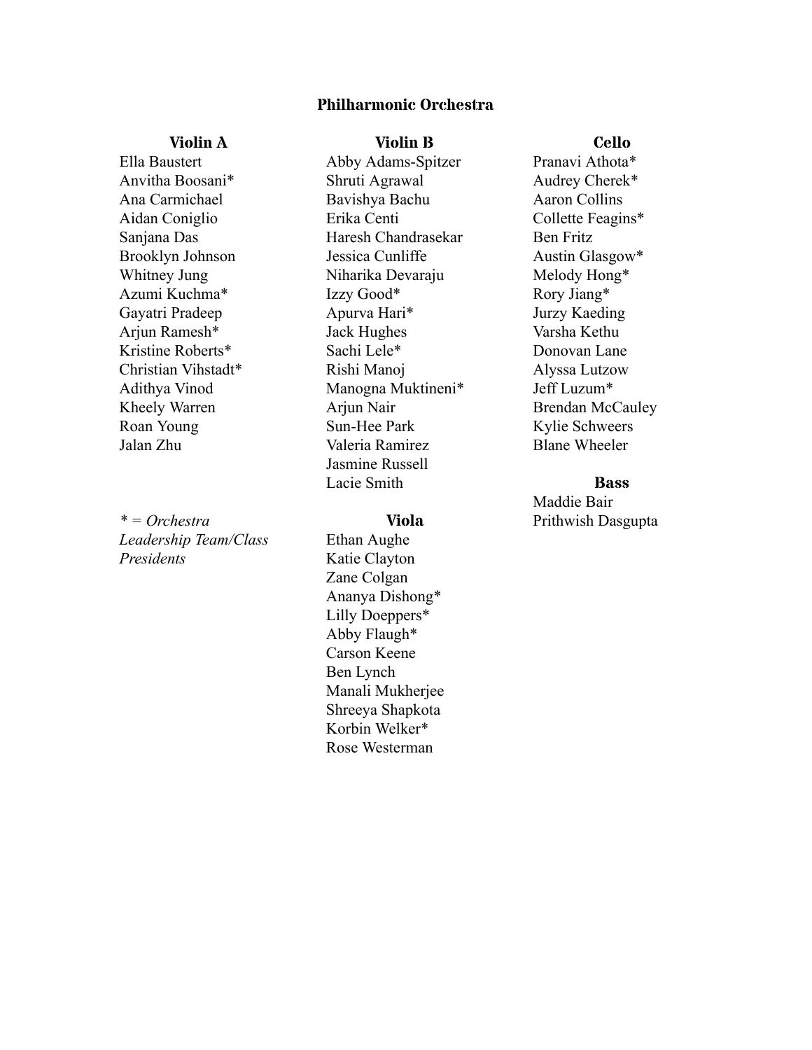## Philharmonic Orchestra

### Violin A

Ella Baustert
Anvitha Boosani*
Ana Carmichael
Aidan Coniglio
Sanjana Das
Brooklyn Johnson
Whitney Jung
Azumi Kuchma*
Gayatri Pradeep
Arjun Ramesh*
Kristine Roberts*
Christian Vihstadt*
Adithya Vinod
Kheely Warren
Roan Young
Jalan Zhu

*\* = Orchestra Leadership Team/Class Presidents*

### Violin B

Abby Adams-Spitzer
Shruti Agrawal
Bavishya Bachu
Erika Centi
Haresh Chandrasekar
Jessica Cunliffe
Niharika Devaraju
Izzy Good*
Apurva Hari*
Jack Hughes
Sachi Lele*
Rishi Manoj
Manogna Muktineni*
Arjun Nair
Sun-Hee Park
Valeria Ramirez
Jasmine Russell
Lacie Smith

### Viola

Ethan Aughe
Katie Clayton
Zane Colgan
Ananya Dishong*
Lilly Doeppers*
Abby Flaugh*
Carson Keene
Ben Lynch
Manali Mukherjee
Shreeya Shapkota
Korbin Welker*
Rose Westerman

### Cello

Pranavi Athota*
Audrey Cherek*
Aaron Collins
Collette Feagins*
Ben Fritz
Austin Glasgow*
Melody Hong*
Rory Jiang*
Jurzy Kaeding
Varsha Kethu
Donovan Lane
Alyssa Lutzow
Jeff Luzum*
Brendan McCauley
Kylie Schweers
Blane Wheeler

### Bass

Maddie Bair
Prithwish Dasgupta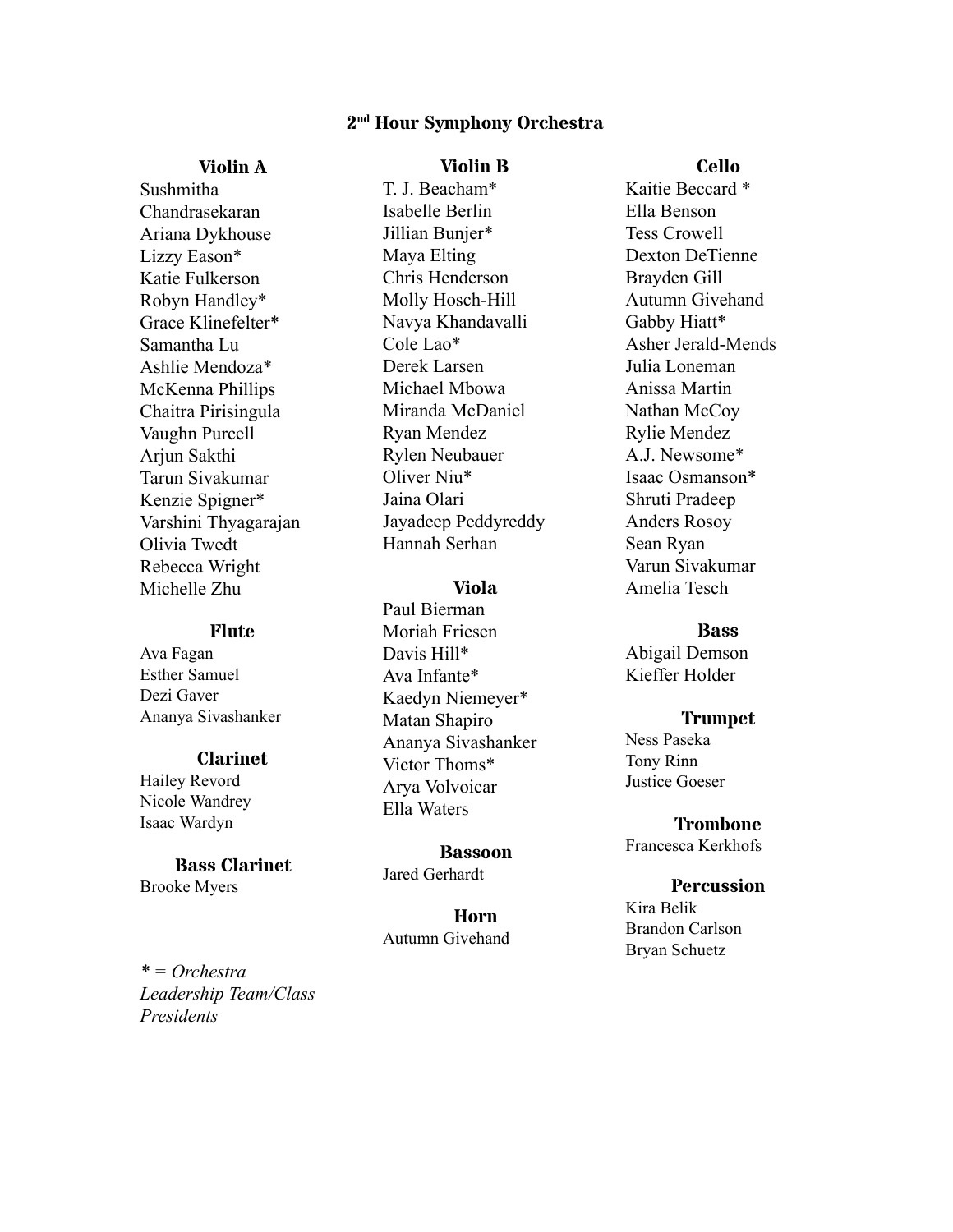## 2nd Hour Symphony Orchestra

### Violin A

Sushmitha Chandrasekaran
Ariana Dykhouse
Lizzy Eason*
Katie Fulkerson
Robyn Handley*
Grace Klinefelter*
Samantha Lu
Ashlie Mendoza*
McKenna Phillips
Chaitra Pirisingula
Vaughn Purcell
Arjun Sakthi
Tarun Sivakumar
Kenzie Spigner*
Varshini Thyagarajan
Olivia Twedt
Rebecca Wright
Michelle Zhu

### Flute

Ava Fagan
Esther Samuel
Dezi Gaver
Ananya Sivashanker

### Clarinet

Hailey Revord
Nicole Wandrey
Isaac Wardyn

### Bass Clarinet

Brooke Myers

*\* = Orchestra Leadership Team/Class Presidents*

### Violin B

T. J. Beacham*
Isabelle Berlin
Jillian Bunjer*
Maya Elting
Chris Henderson
Molly Hosch-Hill
Navya Khandavalli
Cole Lao*
Derek Larsen
Michael Mbowa
Miranda McDaniel
Ryan Mendez
Rylen Neubauer
Oliver Niu*
Jaina Olari
Jayadeep Peddyreddy
Hannah Serhan

### Viola

Paul Bierman
Moriah Friesen
Davis Hill*
Ava Infante*
Kaedyn Niemeyer*
Matan Shapiro
Ananya Sivashanker
Victor Thoms*
Arya Volvoicar
Ella Waters

### Bassoon

Jared Gerhardt

### Horn

Autumn Givehand

### Cello

Kaitie Beccard *
Ella Benson
Tess Crowell
Dexton DeTienne
Brayden Gill
Autumn Givehand
Gabby Hiatt*
Asher Jerald-Mends
Julia Loneman
Anissa Martin
Nathan McCoy
Rylie Mendez
A.J. Newsome*
Isaac Osmanson*
Shruti Pradeep
Anders Rosoy
Sean Ryan
Varun Sivakumar
Amelia Tesch

### Bass

Abigail Demson
Kieffer Holder

### Trumpet

Ness Paseka
Tony Rinn
Justice Goeser

### Trombone

Francesca Kerkhofs

### Percussion

Kira Belik
Brandon Carlson
Bryan Schuetz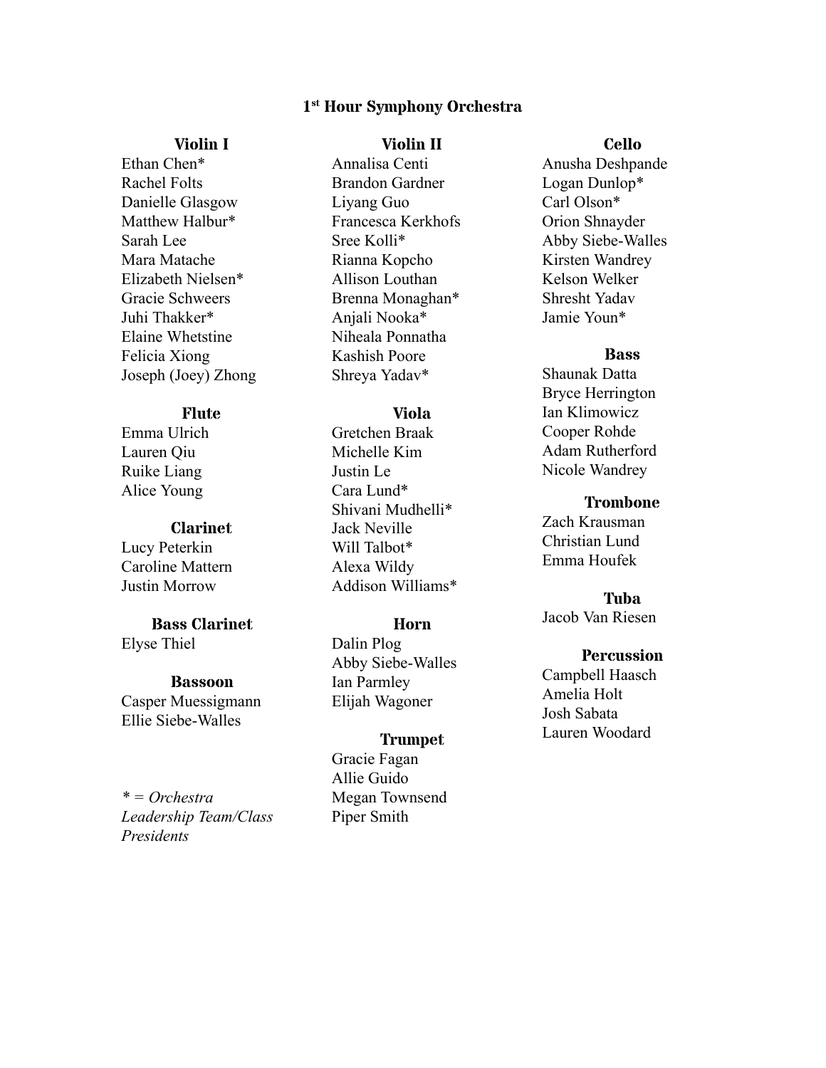## 1st Hour Symphony Orchestra

### Violin I
Ethan Chen*
Rachel Folts
Danielle Glasgow
Matthew Halbur*
Sarah Lee
Mara Matache
Elizabeth Nielsen*
Gracie Schweers
Juhi Thakker*
Elaine Whetstine
Felicia Xiong
Joseph (Joey) Zhong

### Flute
Emma Ulrich
Lauren Qiu
Ruike Liang
Alice Young

### Clarinet
Lucy Peterkin
Caroline Mattern
Justin Morrow

### Bass Clarinet
Elyse Thiel

### Bassoon
Casper Muessigmann
Ellie Siebe-Walles

*\* = Orchestra Leadership Team/Class Presidents*

### Violin II
Annalisa Centi
Brandon Gardner
Liyang Guo
Francesca Kerkhofs
Sree Kolli*
Rianna Kopcho
Allison Louthan
Brenna Monaghan*
Anjali Nooka*
Niheala Ponnatha
Kashish Poore
Shreya Yadav*

### Viola
Gretchen Braak
Michelle Kim
Justin Le
Cara Lund*
Shivani Mudhelli*
Jack Neville
Will Talbot*
Alexa Wildy
Addison Williams*

### Horn
Dalin Plog
Abby Siebe-Walles
Ian Parmley
Elijah Wagoner

### Trumpet
Gracie Fagan
Allie Guido
Megan Townsend
Piper Smith

### Cello
Anusha Deshpande
Logan Dunlop*
Carl Olson*
Orion Shnayder
Abby Siebe-Walles
Kirsten Wandrey
Kelson Welker
Shresht Yadav
Jamie Youn*

### Bass
Shaunak Datta
Bryce Herrington
Ian Klimowicz
Cooper Rohde
Adam Rutherford
Nicole Wandrey

### Trombone
Zach Krausman
Christian Lund
Emma Houfek

### Tuba
Jacob Van Riesen

### Percussion
Campbell Haasch
Amelia Holt
Josh Sabata
Lauren Woodard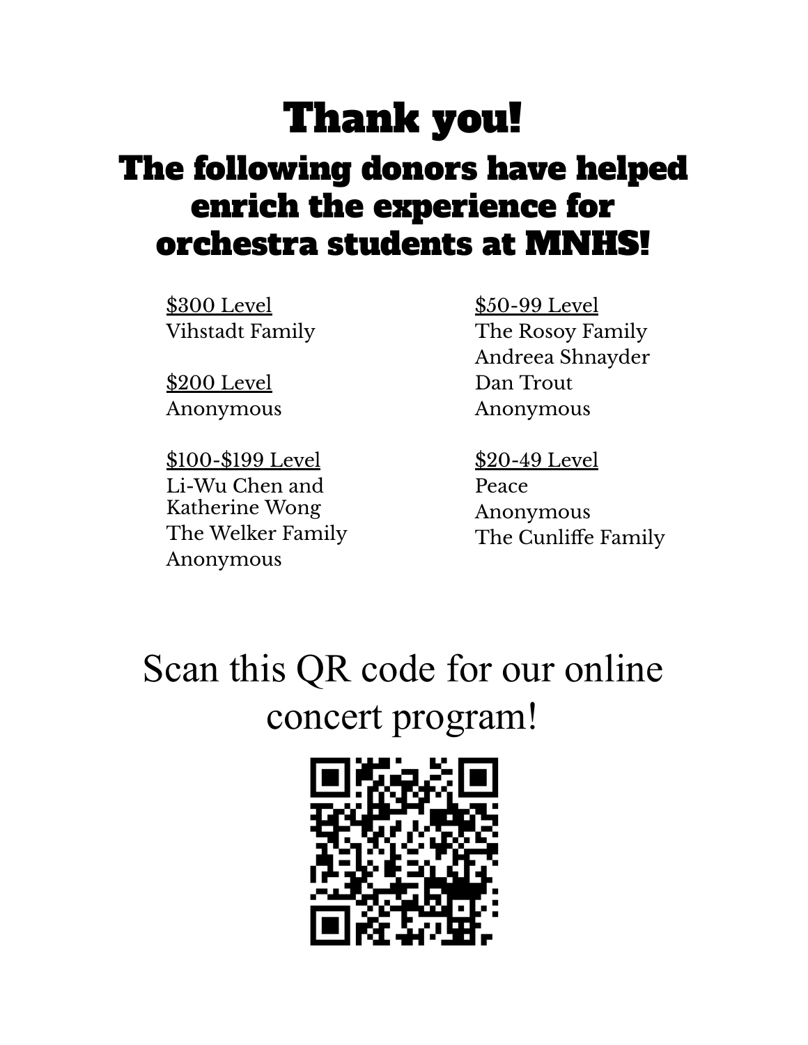# Thank you!

## The following donors have helped enrich the experience for orchestra students at MNHS!

<u>$300 Level</u>
Vihstadt Family

<u>$200 Level</u>
Anonymous

<u>$100-$199 Level</u>
Li-Wu Chen and Katherine Wong
The Welker Family
Anonymous

<u>$50-99 Level</u>
The Rosoy Family
Andreea Shnayder
Dan Trout
Anonymous

<u>$20-49 Level</u>
Peace
Anonymous
The Cunliffe Family

Scan this QR code for our online concert program!